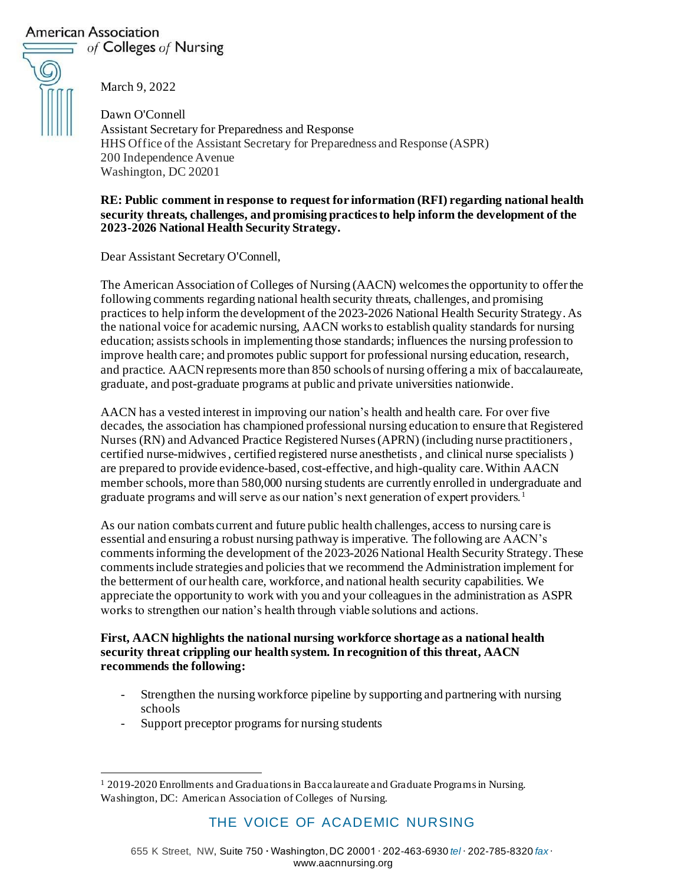American Association of Colleges of Nursing

March 9, 2022

Dawn O'Connell
Assistant Secretary for Preparedness and Response
HHS Office of the Assistant Secretary for Preparedness and Response (ASPR)
200 Independence Avenue
Washington, DC 20201

**RE: Public comment in response to request for information (RFI) regarding national health security threats, challenges, and promising practices to help inform the development of the 2023-2026 National Health Security Strategy.**

Dear Assistant Secretary O'Connell,

The American Association of Colleges of Nursing (AACN) welcomes the opportunity to offer the following comments regarding national health security threats, challenges, and promising practices to help inform the development of the 2023-2026 National Health Security Strategy. As the national voice for academic nursing, AACN works to establish quality standards for nursing education; assists schools in implementing those standards; influences the nursing profession to improve health care; and promotes public support for professional nursing education, research, and practice. AACN represents more than 850 schools of nursing offering a mix of baccalaureate, graduate, and post-graduate programs at public and private universities nationwide.

AACN has a vested interest in improving our nation's health and health care. For over five decades, the association has championed professional nursing education to ensure that Registered Nurses (RN) and Advanced Practice Registered Nurses (APRN) (including nurse practitioners, certified nurse-midwives, certified registered nurse anesthetists, and clinical nurse specialists) are prepared to provide evidence-based, cost-effective, and high-quality care. Within AACN member schools, more than 580,000 nursing students are currently enrolled in undergraduate and graduate programs and will serve as our nation's next generation of expert providers.[1]

As our nation combats current and future public health challenges, access to nursing care is essential and ensuring a robust nursing pathway is imperative. The following are AACN's comments informing the development of the 2023-2026 National Health Security Strategy. These comments include strategies and policies that we recommend the Administration implement for the betterment of our health care, workforce, and national health security capabilities. We appreciate the opportunity to work with you and your colleagues in the administration as ASPR works to strengthen our nation's health through viable solutions and actions.

**First, AACN highlights the national nursing workforce shortage as a national health security threat crippling our health system. In recognition of this threat, AACN recommends the following:**

- Strengthen the nursing workforce pipeline by supporting and partnering with nursing schools
- Support preceptor programs for nursing students

[1] 2019-2020 Enrollments and Graduations in Baccalaureate and Graduate Programs in Nursing. Washington, DC: American Association of Colleges of Nursing.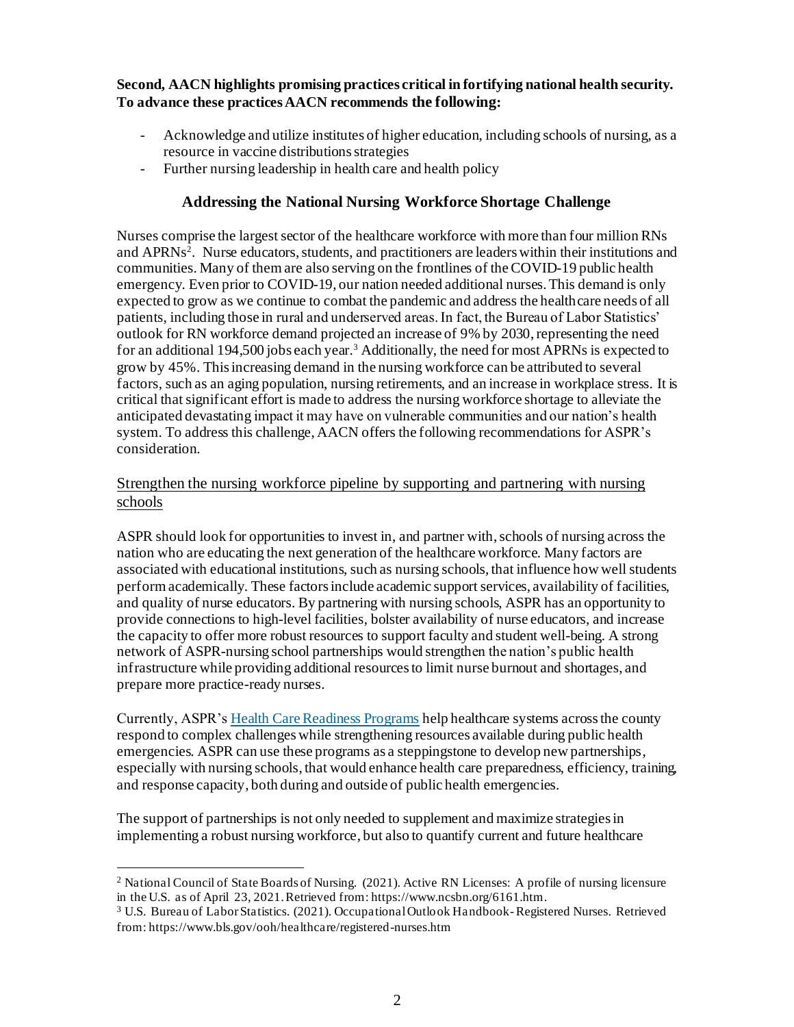**Second, AACN highlights promising practices critical in fortifying national health security. To advance these practices AACN recommends the following:**

- Acknowledge and utilize institutes of higher education, including schools of nursing, as a resource in vaccine distributions strategies
- Further nursing leadership in health care and health policy

## Addressing the National Nursing Workforce Shortage Challenge

Nurses comprise the largest sector of the healthcare workforce with more than four million RNs and APRNs[2]. Nurse educators, students, and practitioners are leaders within their institutions and communities. Many of them are also serving on the frontlines of the COVID-19 public health emergency. Even prior to COVID-19, our nation needed additional nurses. This demand is only expected to grow as we continue to combat the pandemic and address the healthcare needs of all patients, including those in rural and underserved areas. In fact, the Bureau of Labor Statistics' outlook for RN workforce demand projected an increase of 9% by 2030, representing the need for an additional 194,500 jobs each year.[3] Additionally, the need for most APRNs is expected to grow by 45%. This increasing demand in the nursing workforce can be attributed to several factors, such as an aging population, nursing retirements, and an increase in workplace stress. It is critical that significant effort is made to address the nursing workforce shortage to alleviate the anticipated devastating impact it may have on vulnerable communities and our nation's health system. To address this challenge, AACN offers the following recommendations for ASPR's consideration.

### Strengthen the nursing workforce pipeline by supporting and partnering with nursing schools

ASPR should look for opportunities to invest in, and partner with, schools of nursing across the nation who are educating the next generation of the healthcare workforce. Many factors are associated with educational institutions, such as nursing schools, that influence how well students perform academically. These factors include academic support services, availability of facilities, and quality of nurse educators. By partnering with nursing schools, ASPR has an opportunity to provide connections to high-level facilities, bolster availability of nurse educators, and increase the capacity to offer more robust resources to support faculty and student well-being. A strong network of ASPR-nursing school partnerships would strengthen the nation's public health infrastructure while providing additional resources to limit nurse burnout and shortages, and prepare more practice-ready nurses.

Currently, ASPR's Health Care Readiness Programs help healthcare systems across the county respond to complex challenges while strengthening resources available during public health emergencies. ASPR can use these programs as a steppingstone to develop new partnerships, especially with nursing schools, that would enhance health care preparedness, efficiency, training, and response capacity, both during and outside of public health emergencies.

The support of partnerships is not only needed to supplement and maximize strategies in implementing a robust nursing workforce, but also to quantify current and future healthcare

---

[2] National Council of State Boards of Nursing. (2021). Active RN Licenses: A profile of nursing licensure in the U.S. as of April 23, 2021. Retrieved from: https://www.ncsbn.org/6161.htm.

[3] U.S. Bureau of Labor Statistics. (2021). Occupational Outlook Handbook- Registered Nurses. Retrieved from: https://www.bls.gov/ooh/healthcare/registered-nurses.htm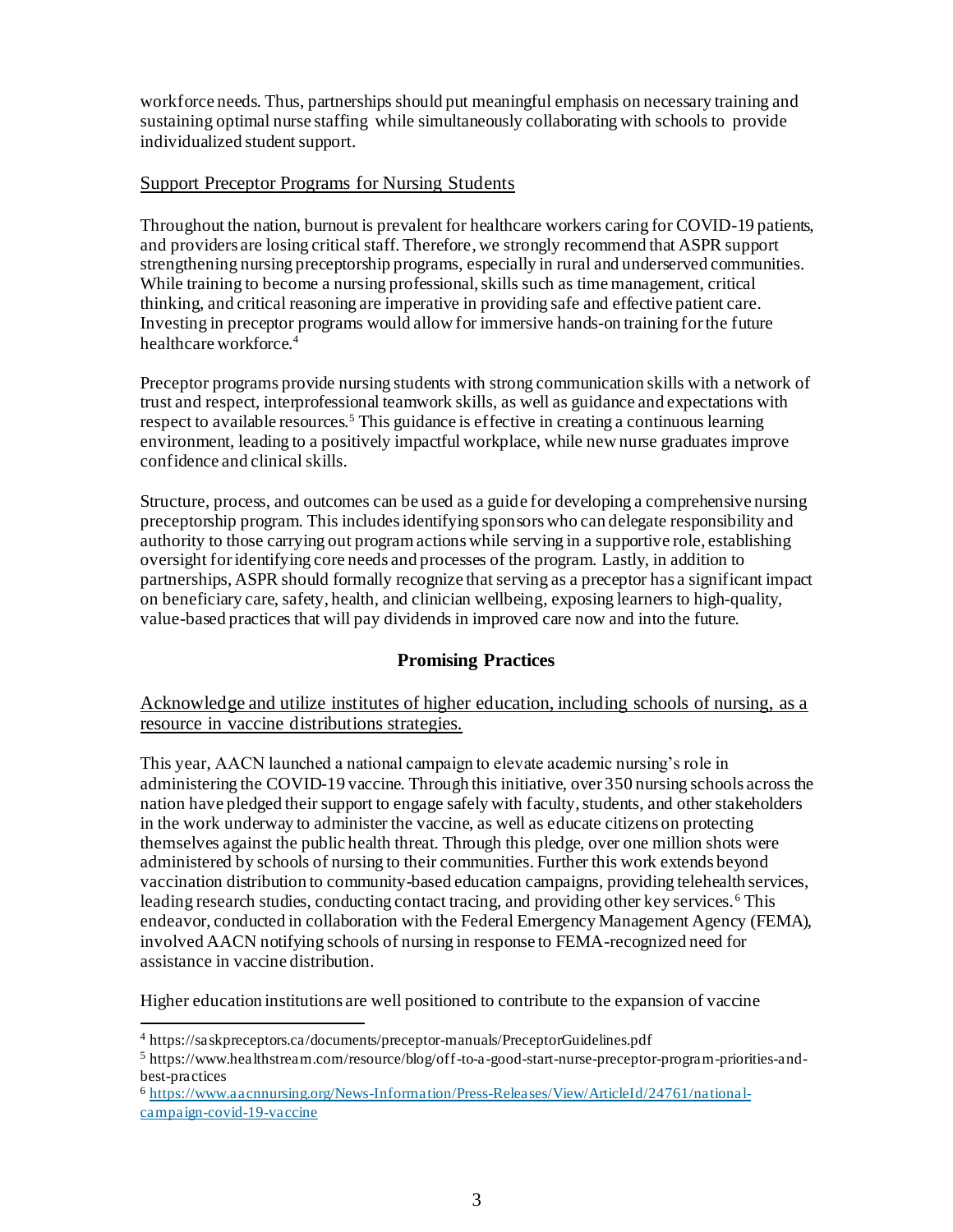workforce needs. Thus, partnerships should put meaningful emphasis on necessary training and sustaining optimal nurse staffing while simultaneously collaborating with schools to provide individualized student support.

<u>Support Preceptor Programs for Nursing Students</u>

Throughout the nation, burnout is prevalent for healthcare workers caring for COVID-19 patients, and providers are losing critical staff. Therefore, we strongly recommend that ASPR support strengthening nursing preceptorship programs, especially in rural and underserved communities. While training to become a nursing professional, skills such as time management, critical thinking, and critical reasoning are imperative in providing safe and effective patient care. Investing in preceptor programs would allow for immersive hands-on training for the future healthcare workforce.[4]

Preceptor programs provide nursing students with strong communication skills with a network of trust and respect, interprofessional teamwork skills, as well as guidance and expectations with respect to available resources.[5] This guidance is effective in creating a continuous learning environment, leading to a positively impactful workplace, while new nurse graduates improve confidence and clinical skills.

Structure, process, and outcomes can be used as a guide for developing a comprehensive nursing preceptorship program. This includes identifying sponsors who can delegate responsibility and authority to those carrying out program actions while serving in a supportive role, establishing oversight for identifying core needs and processes of the program. Lastly, in addition to partnerships, ASPR should formally recognize that serving as a preceptor has a significant impact on beneficiary care, safety, health, and clinician wellbeing, exposing learners to high-quality, value-based practices that will pay dividends in improved care now and into the future.

## Promising Practices

<u>Acknowledge and utilize institutes of higher education, including schools of nursing, as a resource in vaccine distributions strategies.</u>

This year, AACN launched a national campaign to elevate academic nursing's role in administering the COVID-19 vaccine. Through this initiative, over 350 nursing schools across the nation have pledged their support to engage safely with faculty, students, and other stakeholders in the work underway to administer the vaccine, as well as educate citizens on protecting themselves against the public health threat. Through this pledge, over one million shots were administered by schools of nursing to their communities. Further this work extends beyond vaccination distribution to community-based education campaigns, providing telehealth services, leading research studies, conducting contact tracing, and providing other key services.[6] This endeavor, conducted in collaboration with the Federal Emergency Management Agency (FEMA), involved AACN notifying schools of nursing in response to FEMA-recognized need for assistance in vaccine distribution.

Higher education institutions are well positioned to contribute to the expansion of vaccine

---

[4] https://saskpreceptors.ca/documents/preceptor-manuals/PreceptorGuidelines.pdf

[5] https://www.healthstream.com/resource/blog/off-to-a-good-start-nurse-preceptor-program-priorities-and-best-practices

[6] https://www.aacnnursing.org/News-Information/Press-Releases/View/ArticleId/24761/national-campaign-covid-19-vaccine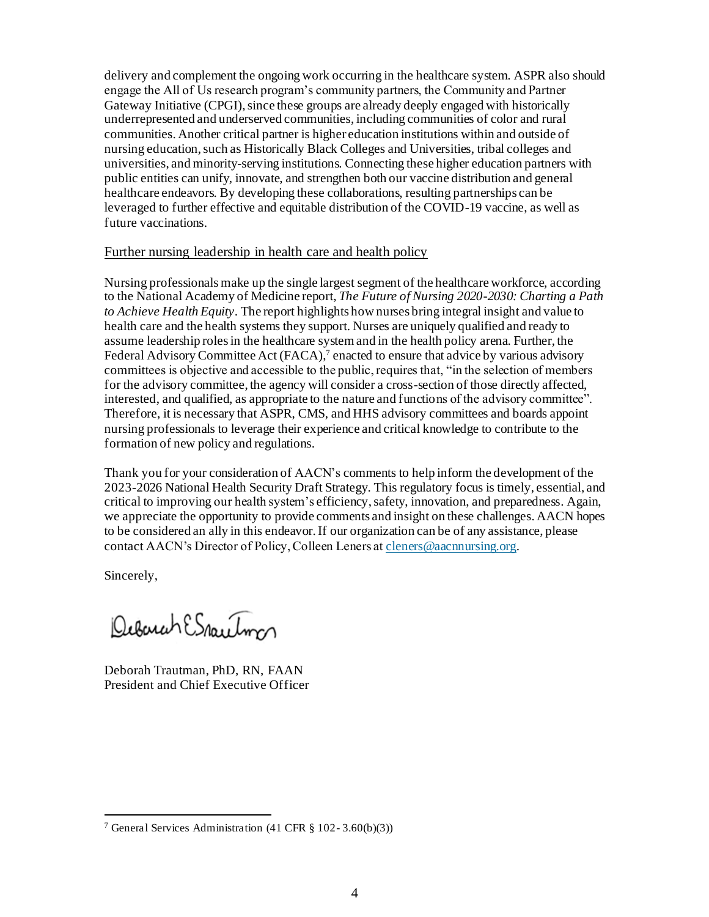delivery and complement the ongoing work occurring in the healthcare system. ASPR also should engage the All of Us research program's community partners, the Community and Partner Gateway Initiative (CPGI), since these groups are already deeply engaged with historically underrepresented and underserved communities, including communities of color and rural communities. Another critical partner is higher education institutions within and outside of nursing education, such as Historically Black Colleges and Universities, tribal colleges and universities, and minority-serving institutions. Connecting these higher education partners with public entities can unify, innovate, and strengthen both our vaccine distribution and general healthcare endeavors. By developing these collaborations, resulting partnerships can be leveraged to further effective and equitable distribution of the COVID-19 vaccine, as well as future vaccinations.

Further nursing leadership in health care and health policy

Nursing professionals make up the single largest segment of the healthcare workforce, according to the National Academy of Medicine report, *The Future of Nursing 2020-2030: Charting a Path to Achieve Health Equity*. The report highlights how nurses bring integral insight and value to health care and the health systems they support. Nurses are uniquely qualified and ready to assume leadership roles in the healthcare system and in the health policy arena. Further, the Federal Advisory Committee Act (FACA),[7] enacted to ensure that advice by various advisory committees is objective and accessible to the public, requires that, "in the selection of members for the advisory committee, the agency will consider a cross-section of those directly affected, interested, and qualified, as appropriate to the nature and functions of the advisory committee". Therefore, it is necessary that ASPR, CMS, and HHS advisory committees and boards appoint nursing professionals to leverage their experience and critical knowledge to contribute to the formation of new policy and regulations.

Thank you for your consideration of AACN's comments to help inform the development of the 2023-2026 National Health Security Draft Strategy. This regulatory focus is timely, essential, and critical to improving our health system's efficiency, safety, innovation, and preparedness. Again, we appreciate the opportunity to provide comments and insight on these challenges. AACN hopes to be considered an ally in this endeavor. If our organization can be of any assistance, please contact AACN's Director of Policy, Colleen Leners at [cleners@aacnnursing.org](mailto:cleners@aacnnursing.org).

Sincerely,

Deborah Trautman, PhD, RN, FAAN
President and Chief Executive Officer

---

[7] General Services Administration (41 CFR § 102-3.60(b)(3))